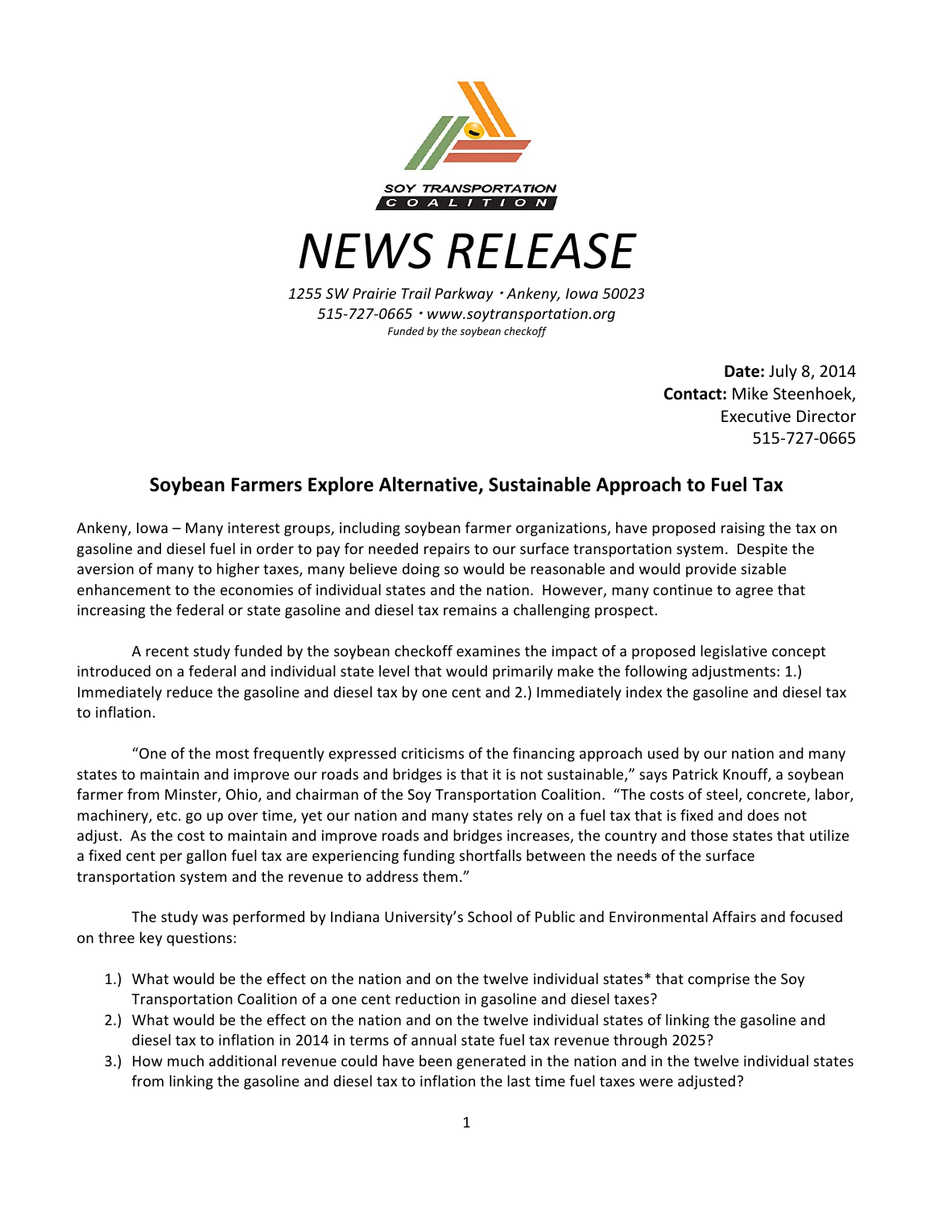SOY TRANSPORTATION COALITION

# NEWS RELEASE

*1255 SW Prairie Trail Parkway • Ankeny, Iowa 50023*
*515-727-0665 • www.soytransportation.org*
*Funded by the soybean checkoff*

**Date:** July 8, 2014
**Contact:** Mike Steenhoek, Executive Director
515-727-0665

## Soybean Farmers Explore Alternative, Sustainable Approach to Fuel Tax

Ankeny, Iowa – Many interest groups, including soybean farmer organizations, have proposed raising the tax on gasoline and diesel fuel in order to pay for needed repairs to our surface transportation system. Despite the aversion of many to higher taxes, many believe doing so would be reasonable and would provide sizable enhancement to the economies of individual states and the nation. However, many continue to agree that increasing the federal or state gasoline and diesel tax remains a challenging prospect.

A recent study funded by the soybean checkoff examines the impact of a proposed legislative concept introduced on a federal and individual state level that would primarily make the following adjustments: 1.) Immediately reduce the gasoline and diesel tax by one cent and 2.) Immediately index the gasoline and diesel tax to inflation.

"One of the most frequently expressed criticisms of the financing approach used by our nation and many states to maintain and improve our roads and bridges is that it is not sustainable," says Patrick Knouff, a soybean farmer from Minster, Ohio, and chairman of the Soy Transportation Coalition. "The costs of steel, concrete, labor, machinery, etc. go up over time, yet our nation and many states rely on a fuel tax that is fixed and does not adjust. As the cost to maintain and improve roads and bridges increases, the country and those states that utilize a fixed cent per gallon fuel tax are experiencing funding shortfalls between the needs of the surface transportation system and the revenue to address them."

The study was performed by Indiana University's School of Public and Environmental Affairs and focused on three key questions:

1.) What would be the effect on the nation and on the twelve individual states* that comprise the Soy Transportation Coalition of a one cent reduction in gasoline and diesel taxes?
2.) What would be the effect on the nation and on the twelve individual states of linking the gasoline and diesel tax to inflation in 2014 in terms of annual state fuel tax revenue through 2025?
3.) How much additional revenue could have been generated in the nation and in the twelve individual states from linking the gasoline and diesel tax to inflation the last time fuel taxes were adjusted?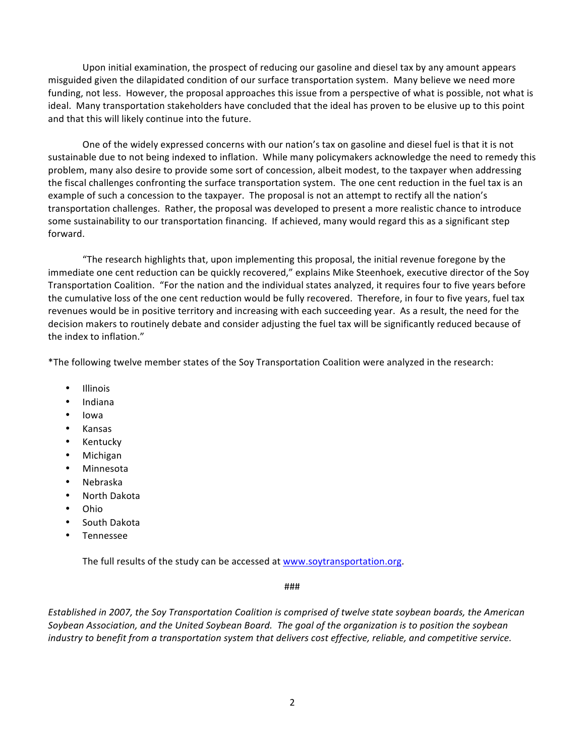Upon initial examination, the prospect of reducing our gasoline and diesel tax by any amount appears misguided given the dilapidated condition of our surface transportation system. Many believe we need more funding, not less. However, the proposal approaches this issue from a perspective of what is possible, not what is ideal. Many transportation stakeholders have concluded that the ideal has proven to be elusive up to this point and that this will likely continue into the future.

One of the widely expressed concerns with our nation's tax on gasoline and diesel fuel is that it is not sustainable due to not being indexed to inflation. While many policymakers acknowledge the need to remedy this problem, many also desire to provide some sort of concession, albeit modest, to the taxpayer when addressing the fiscal challenges confronting the surface transportation system. The one cent reduction in the fuel tax is an example of such a concession to the taxpayer. The proposal is not an attempt to rectify all the nation's transportation challenges. Rather, the proposal was developed to present a more realistic chance to introduce some sustainability to our transportation financing. If achieved, many would regard this as a significant step forward.

"The research highlights that, upon implementing this proposal, the initial revenue foregone by the immediate one cent reduction can be quickly recovered," explains Mike Steenhoek, executive director of the Soy Transportation Coalition. "For the nation and the individual states analyzed, it requires four to five years before the cumulative loss of the one cent reduction would be fully recovered. Therefore, in four to five years, fuel tax revenues would be in positive territory and increasing with each succeeding year. As a result, the need for the decision makers to routinely debate and consider adjusting the fuel tax will be significantly reduced because of the index to inflation."

*The following twelve member states of the Soy Transportation Coalition were analyzed in the research:

- Illinois
- Indiana
- Iowa
- Kansas
- Kentucky
- Michigan
- Minnesota
- Nebraska
- North Dakota
- Ohio
- South Dakota
- Tennessee

The full results of the study can be accessed at www.soytransportation.org.

###

*Established in 2007, the Soy Transportation Coalition is comprised of twelve state soybean boards, the American Soybean Association, and the United Soybean Board. The goal of the organization is to position the soybean industry to benefit from a transportation system that delivers cost effective, reliable, and competitive service.*